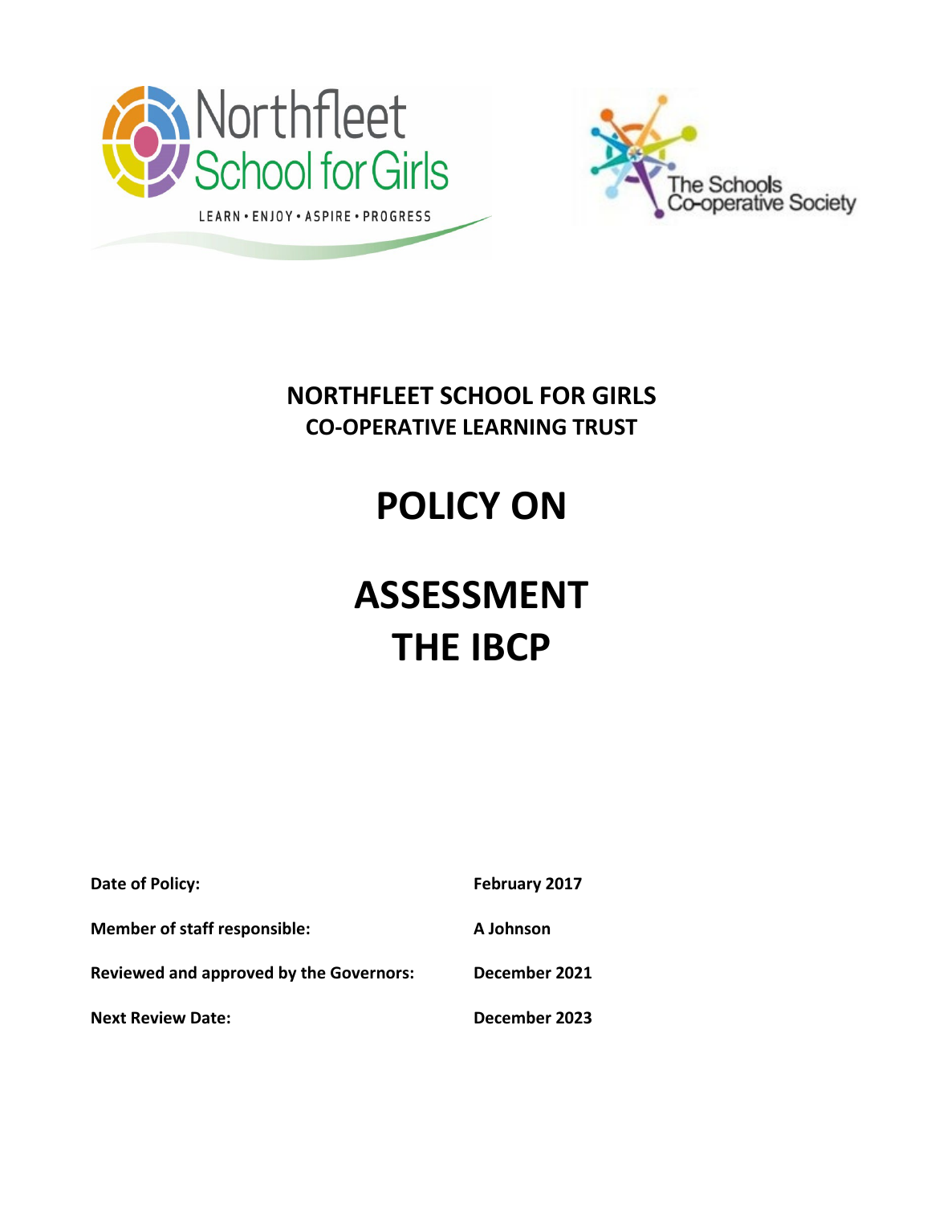Northfleet School for Girls

LEARN • ENJOY • ASPIRE • PROGRESS

The Schools Co-operative Society

# NORTHFLEET SCHOOL FOR GIRLS
## CO-OPERATIVE LEARNING TRUST

# POLICY ON

# ASSESSMENT THE IBCP

| | |
|---|---|
| **Date of Policy:** | **February 2017** |
| **Member of staff responsible:** | **A Johnson** |
| **Reviewed and approved by the Governors:** | **December 2021** |
| **Next Review Date:** | **December 2023** |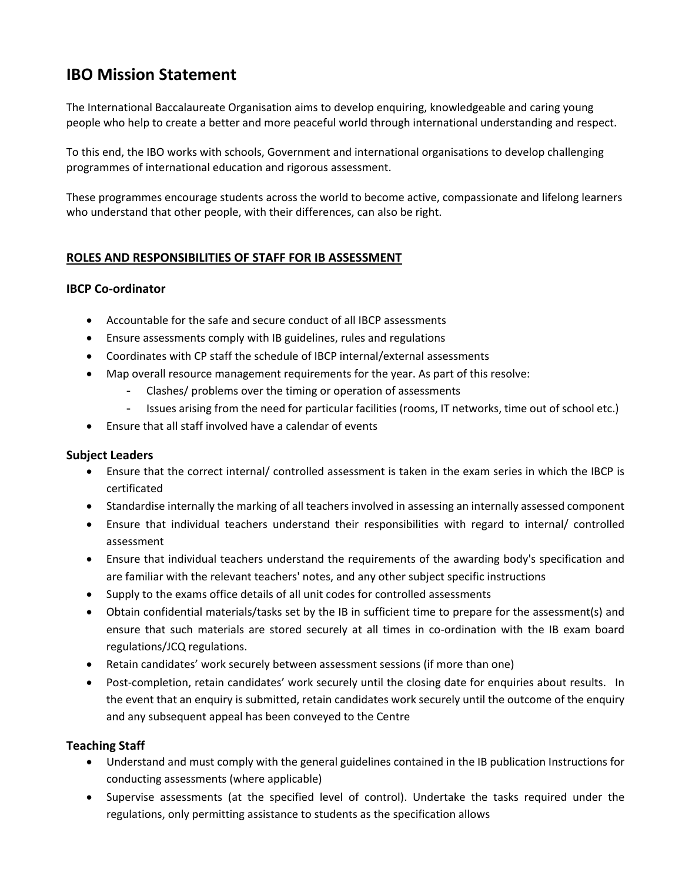# IBO Mission Statement

The International Baccalaureate Organisation aims to develop enquiring, knowledgeable and caring young people who help to create a better and more peaceful world through international understanding and respect.

To this end, the IBO works with schools, Government and international organisations to develop challenging programmes of international education and rigorous assessment.

These programmes encourage students across the world to become active, compassionate and lifelong learners who understand that other people, with their differences, can also be right.

## ROLES AND RESPONSIBILITIES OF STAFF FOR IB ASSESSMENT

### IBCP Co-ordinator

- Accountable for the safe and secure conduct of all IBCP assessments
- Ensure assessments comply with IB guidelines, rules and regulations
- Coordinates with CP staff the schedule of IBCP internal/external assessments
- Map overall resource management requirements for the year. As part of this resolve:
  - Clashes/ problems over the timing or operation of assessments
  - Issues arising from the need for particular facilities (rooms, IT networks, time out of school etc.)
- Ensure that all staff involved have a calendar of events

### Subject Leaders

- Ensure that the correct internal/ controlled assessment is taken in the exam series in which the IBCP is certificated
- Standardise internally the marking of all teachers involved in assessing an internally assessed component
- Ensure that individual teachers understand their responsibilities with regard to internal/ controlled assessment
- Ensure that individual teachers understand the requirements of the awarding body's specification and are familiar with the relevant teachers' notes, and any other subject specific instructions
- Supply to the exams office details of all unit codes for controlled assessments
- Obtain confidential materials/tasks set by the IB in sufficient time to prepare for the assessment(s) and ensure that such materials are stored securely at all times in co-ordination with the IB exam board regulations/JCQ regulations.
- Retain candidates' work securely between assessment sessions (if more than one)
- Post-completion, retain candidates' work securely until the closing date for enquiries about results. In the event that an enquiry is submitted, retain candidates work securely until the outcome of the enquiry and any subsequent appeal has been conveyed to the Centre

### Teaching Staff

- Understand and must comply with the general guidelines contained in the IB publication Instructions for conducting assessments (where applicable)
- Supervise assessments (at the specified level of control). Undertake the tasks required under the regulations, only permitting assistance to students as the specification allows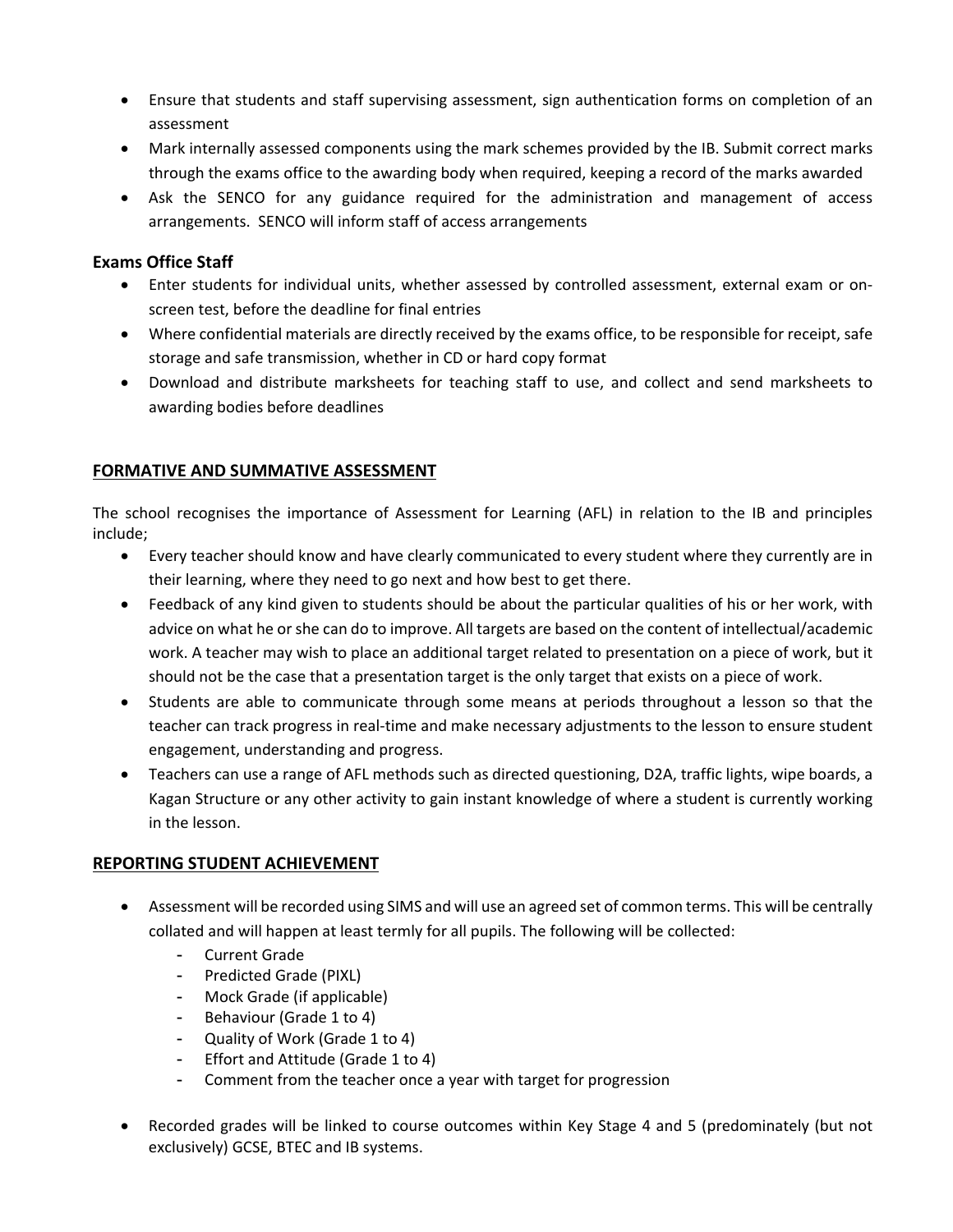- Ensure that students and staff supervising assessment, sign authentication forms on completion of an assessment
- Mark internally assessed components using the mark schemes provided by the IB. Submit correct marks through the exams office to the awarding body when required, keeping a record of the marks awarded
- Ask the SENCO for any guidance required for the administration and management of access arrangements. SENCO will inform staff of access arrangements

### Exams Office Staff

- Enter students for individual units, whether assessed by controlled assessment, external exam or on-screen test, before the deadline for final entries
- Where confidential materials are directly received by the exams office, to be responsible for receipt, safe storage and safe transmission, whether in CD or hard copy format
- Download and distribute marksheets for teaching staff to use, and collect and send marksheets to awarding bodies before deadlines

## FORMATIVE AND SUMMATIVE ASSESSMENT

The school recognises the importance of Assessment for Learning (AFL) in relation to the IB and principles include;

- Every teacher should know and have clearly communicated to every student where they currently are in their learning, where they need to go next and how best to get there.
- Feedback of any kind given to students should be about the particular qualities of his or her work, with advice on what he or she can do to improve. All targets are based on the content of intellectual/academic work. A teacher may wish to place an additional target related to presentation on a piece of work, but it should not be the case that a presentation target is the only target that exists on a piece of work.
- Students are able to communicate through some means at periods throughout a lesson so that the teacher can track progress in real-time and make necessary adjustments to the lesson to ensure student engagement, understanding and progress.
- Teachers can use a range of AFL methods such as directed questioning, D2A, traffic lights, wipe boards, a Kagan Structure or any other activity to gain instant knowledge of where a student is currently working in the lesson.

## REPORTING STUDENT ACHIEVEMENT

- Assessment will be recorded using SIMS and will use an agreed set of common terms. This will be centrally collated and will happen at least termly for all pupils. The following will be collected:
  - Current Grade
  - Predicted Grade (PIXL)
  - Mock Grade (if applicable)
  - Behaviour (Grade 1 to 4)
  - Quality of Work (Grade 1 to 4)
  - Effort and Attitude (Grade 1 to 4)
  - Comment from the teacher once a year with target for progression

- Recorded grades will be linked to course outcomes within Key Stage 4 and 5 (predominately (but not exclusively) GCSE, BTEC and IB systems.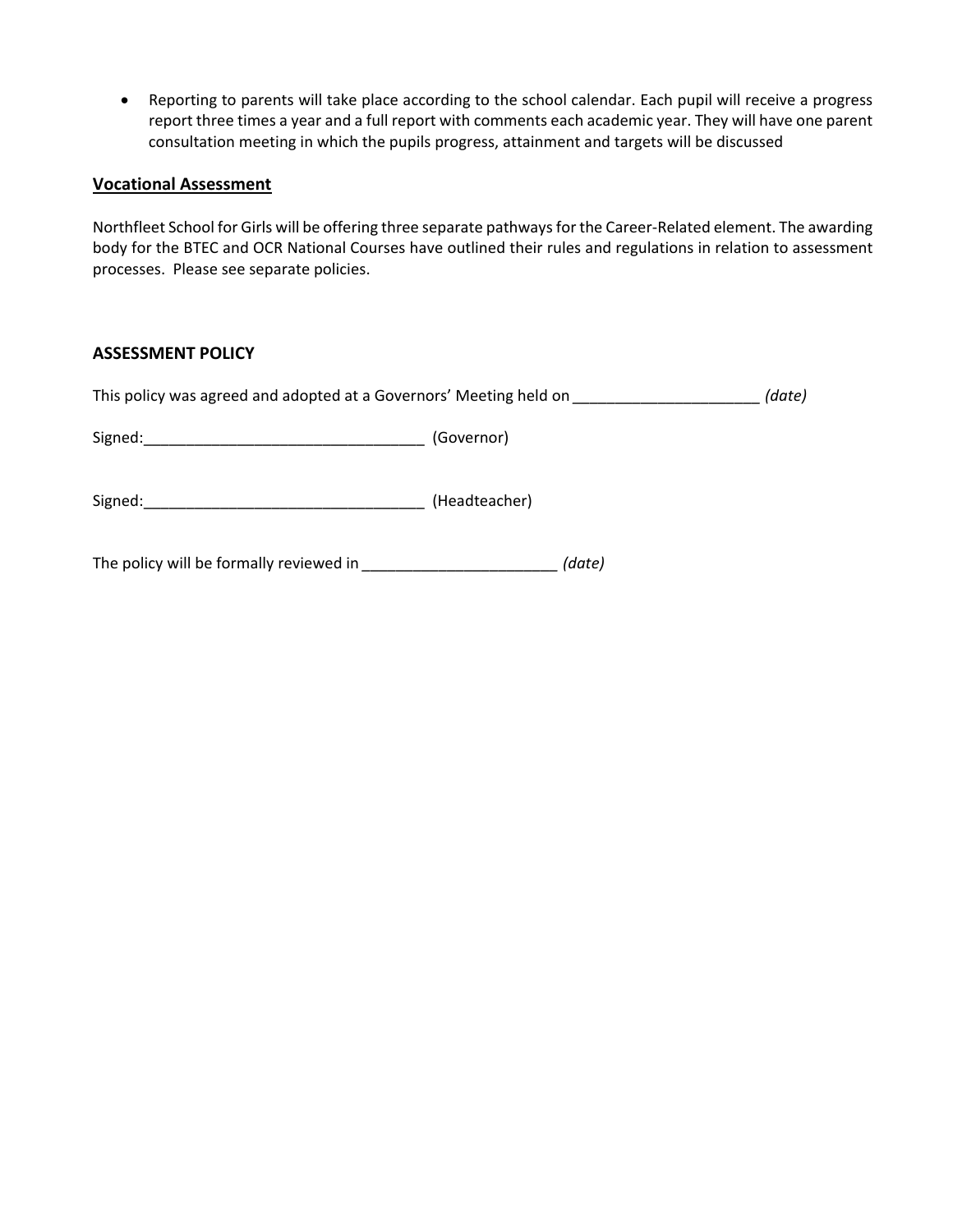- Reporting to parents will take place according to the school calendar. Each pupil will receive a progress report three times a year and a full report with comments each academic year. They will have one parent consultation meeting in which the pupils progress, attainment and targets will be discussed

## Vocational Assessment

Northfleet School for Girls will be offering three separate pathways for the Career-Related element. The awarding body for the BTEC and OCR National Courses have outlined their rules and regulations in relation to assessment processes. Please see separate policies.

## ASSESSMENT POLICY

This policy was agreed and adopted at a Governors' Meeting held on ______________________ *(date)*

Signed:_________________________________ (Governor)

Signed:_________________________________ (Headteacher)

The policy will be formally reviewed in _______________________ *(date)*